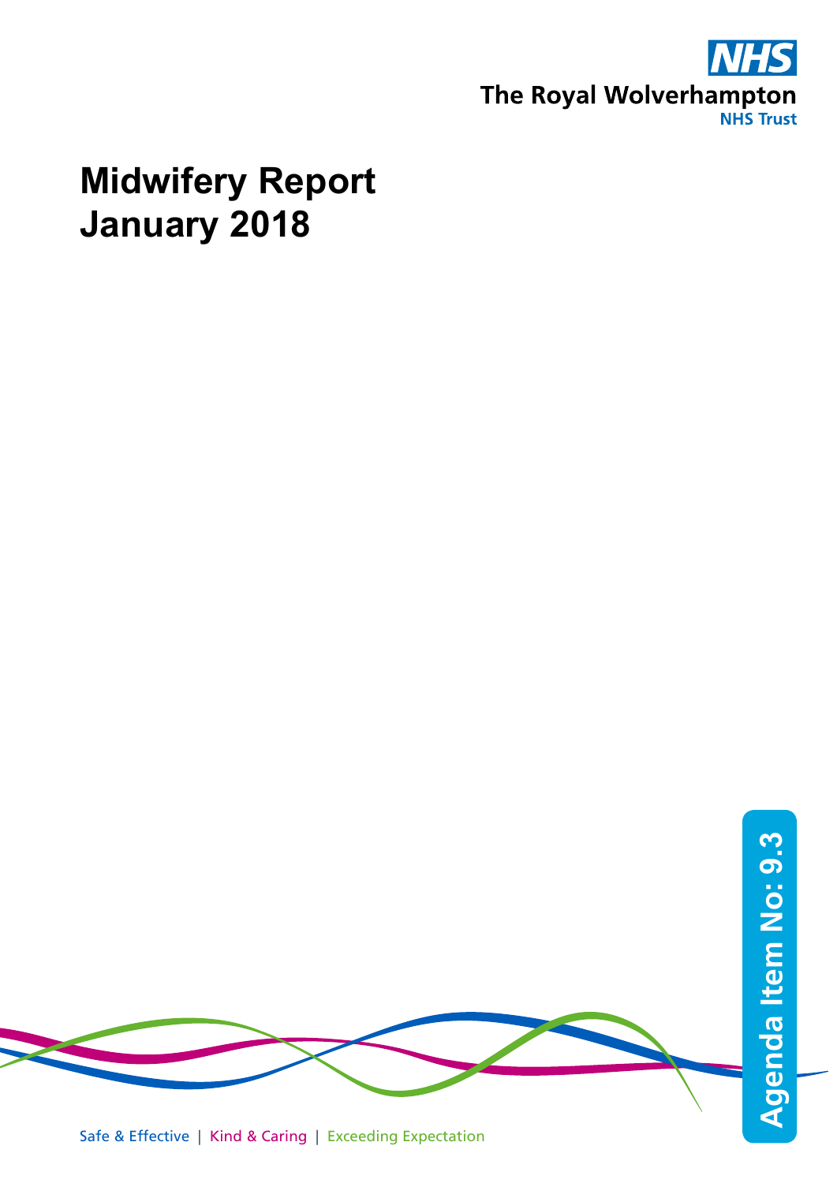The Royal Wolverhampton NHS Trust

# Midwifery Report January 2018

Agenda Item No: 9.3

Safe & Effective | Kind & Caring | Exceeding Expectation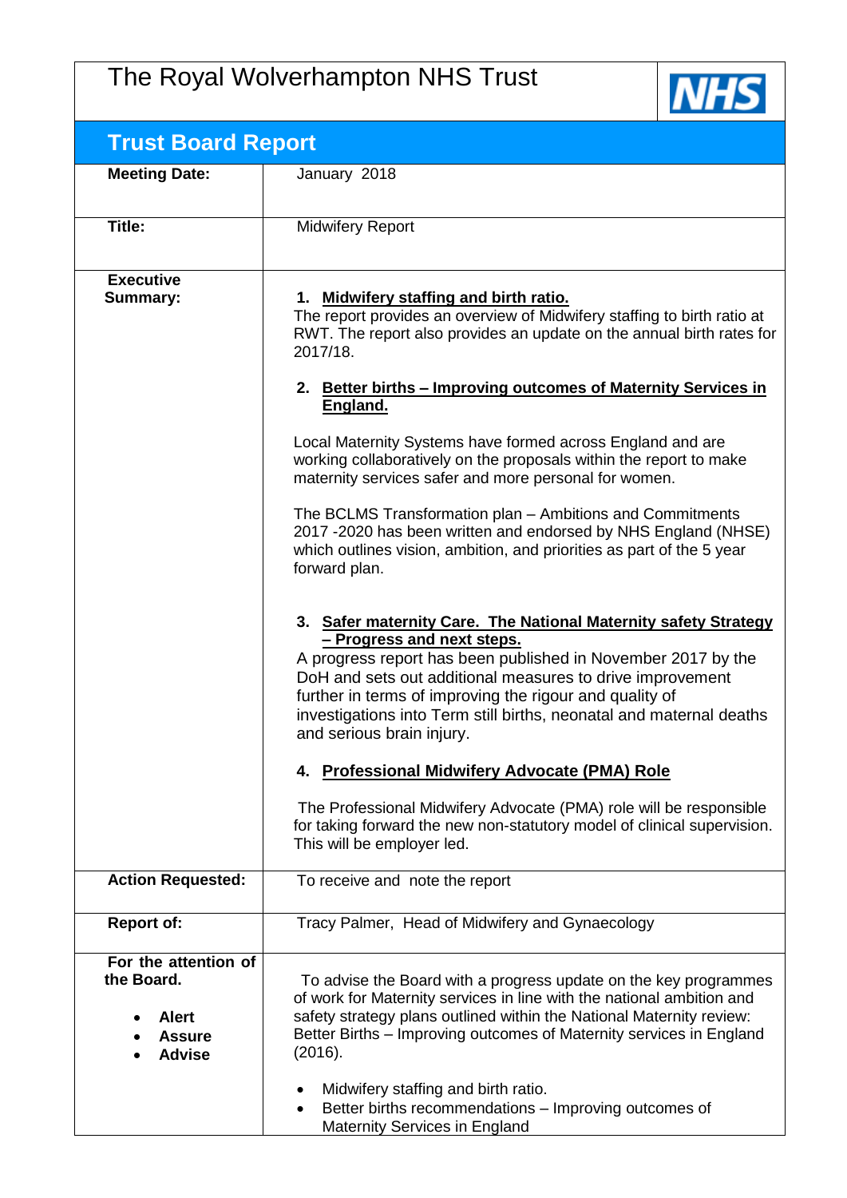# The Royal Wolverhampton NHS Trust

NHS

## Trust Board Report

| | |
|---|---|
| **Meeting Date:** | January 2018 |
| **Title:** | Midwifery Report |
| **Executive Summary:** | **1. Midwifery staffing and birth ratio.**<br>The report provides an overview of Midwifery staffing to birth ratio at RWT. The report also provides an update on the annual birth rates for 2017/18.<br><br>**2. Better births – Improving outcomes of Maternity Services in England.**<br><br>Local Maternity Systems have formed across England and are working collaboratively on the proposals within the report to make maternity services safer and more personal for women.<br><br>The BCLMS Transformation plan – Ambitions and Commitments 2017 -2020 has been written and endorsed by NHS England (NHSE) which outlines vision, ambition, and priorities as part of the 5 year forward plan.<br><br>**3. Safer maternity Care. The National Maternity safety Strategy – Progress and next steps.**<br>A progress report has been published in November 2017 by the DoH and sets out additional measures to drive improvement further in terms of improving the rigour and quality of investigations into Term still births, neonatal and maternal deaths and serious brain injury.<br><br>**4. Professional Midwifery Advocate (PMA) Role**<br><br>The Professional Midwifery Advocate (PMA) role will be responsible for taking forward the new non-statutory model of clinical supervision. This will be employer led. |
| **Action Requested:** | To receive and note the report |
| **Report of:** | Tracy Palmer, Head of Midwifery and Gynaecology |
| **For the attention of the Board.**<br><br>• **Alert**<br>• **Assure**<br>• **Advise** | To advise the Board with a progress update on the key programmes of work for Maternity services in line with the national ambition and safety strategy plans outlined within the National Maternity review: Better Births – Improving outcomes of Maternity services in England (2016).<br><br>• Midwifery staffing and birth ratio.<br>• Better births recommendations – Improving outcomes of Maternity Services in England |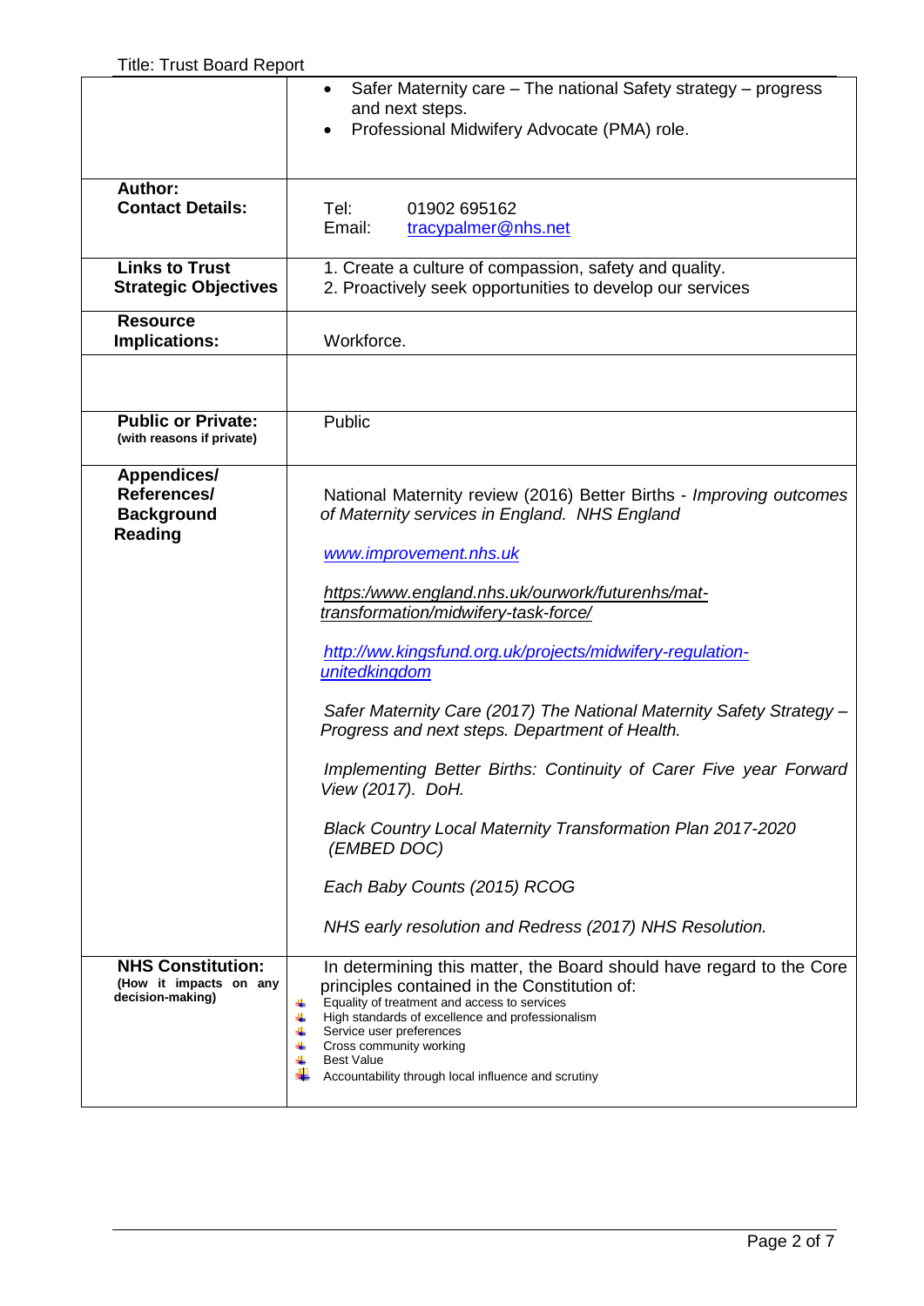| | |
|---|---|
| | • Safer Maternity care – The national Safety strategy – progress and next steps.<br>• Professional Midwifery Advocate (PMA) role. |
| **Author:**<br>**Contact Details:** | Tel: 01902 695162<br>Email: tracypalmer@nhs.net |
| **Links to Trust Strategic Objectives** | 1. Create a culture of compassion, safety and quality.<br>2. Proactively seek opportunities to develop our services |
| **Resource Implications:** | Workforce. |
| | |
| **Public or Private:**<br>**(with reasons if private)** | Public |
| **Appendices/ References/ Background Reading** | National Maternity review (2016) Better Births - *Improving outcomes of Maternity services in England. NHS England*<br><br>*www.improvement.nhs.uk*<br><br>*https:/www.england.nhs.uk/ourwork/futurenhs/mat-transformation/midwifery-task-force/*<br><br>*http://ww.kingsfund.org.uk/projects/midwifery-regulation-unitedkingdom*<br><br>*Safer Maternity Care (2017) The National Maternity Safety Strategy – Progress and next steps. Department of Health.*<br><br>*Implementing Better Births: Continuity of Carer Five year Forward View (2017). DoH.*<br><br>*Black Country Local Maternity Transformation Plan 2017-2020 (EMBED DOC)*<br><br>*Each Baby Counts (2015) RCOG*<br><br>*NHS early resolution and Redress (2017) NHS Resolution.* |
| **NHS Constitution:**<br>**(How it impacts on any decision-making)** | In determining this matter, the Board should have regard to the Core principles contained in the Constitution of:<br>• Equality of treatment and access to services<br>• High standards of excellence and professionalism<br>• Service user preferences<br>• Cross community working<br>• Best Value<br>• Accountability through local influence and scrutiny |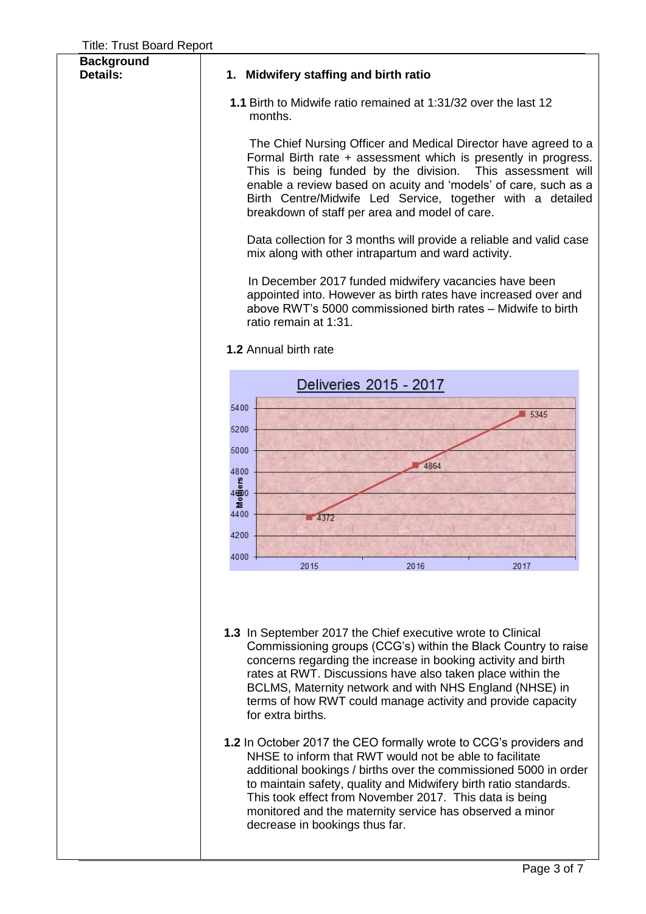**Background Details:**

**1. Midwifery staffing and birth ratio**

**1.1** Birth to Midwife ratio remained at 1:31/32 over the last 12 months.

The Chief Nursing Officer and Medical Director have agreed to a Formal Birth rate + assessment which is presently in progress. This is being funded by the division. This assessment will enable a review based on acuity and 'models' of care, such as a Birth Centre/Midwife Led Service, together with a detailed breakdown of staff per area and model of care.

Data collection for 3 months will provide a reliable and valid case mix along with other intrapartum and ward activity.

In December 2017 funded midwifery vacancies have been appointed into. However as birth rates have increased over and above RWT's 5000 commissioned birth rates – Midwife to birth ratio remain at 1:31.

**1.2** Annual birth rate

Deliveries 2015 - 2017

| Year | Mothers |
|---|---|
| 2015 | 4372 |
| 2016 | 4864 |
| 2017 | 5345 |

**1.3** In September 2017 the Chief executive wrote to Clinical Commissioning groups (CCG's) within the Black Country to raise concerns regarding the increase in booking activity and birth rates at RWT. Discussions have also taken place within the BCLMS, Maternity network and with NHS England (NHSE) in terms of how RWT could manage activity and provide capacity for extra births.

**1.2** In October 2017 the CEO formally wrote to CCG's providers and NHSE to inform that RWT would not be able to facilitate additional bookings / births over the commissioned 5000 in order to maintain safety, quality and Midwifery birth ratio standards. This took effect from November 2017. This data is being monitored and the maternity service has observed a minor decrease in bookings thus far.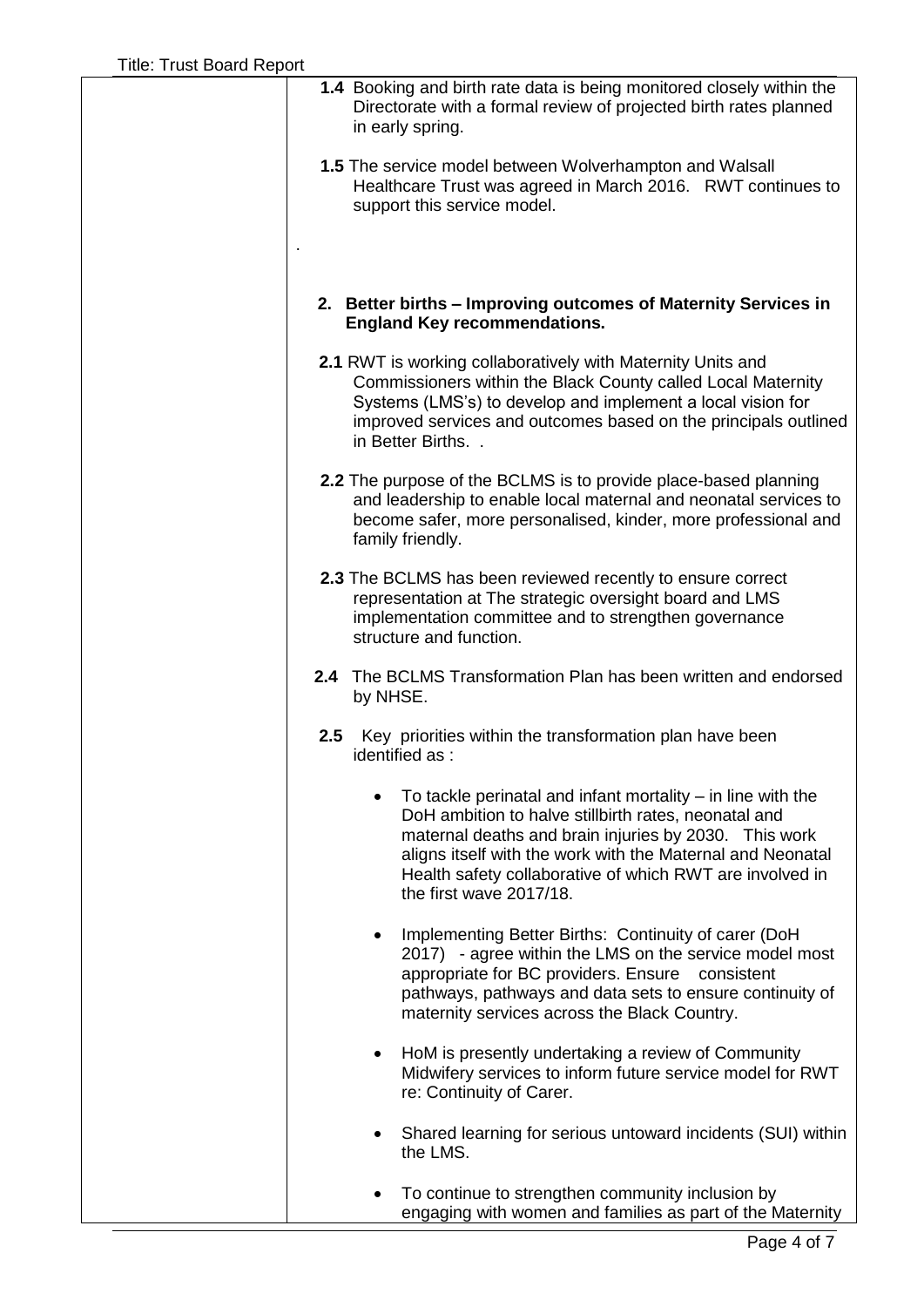**1.4** Booking and birth rate data is being monitored closely within the Directorate with a formal review of projected birth rates planned in early spring.

**1.5** The service model between Wolverhampton and Walsall Healthcare Trust was agreed in March 2016. RWT continues to support this service model.

.

## 2. Better births – Improving outcomes of Maternity Services in England Key recommendations.

**2.1** RWT is working collaboratively with Maternity Units and Commissioners within the Black County called Local Maternity Systems (LMS's) to develop and implement a local vision for improved services and outcomes based on the principals outlined in Better Births. .

**2.2** The purpose of the BCLMS is to provide place-based planning and leadership to enable local maternal and neonatal services to become safer, more personalised, kinder, more professional and family friendly.

**2.3** The BCLMS has been reviewed recently to ensure correct representation at The strategic oversight board and LMS implementation committee and to strengthen governance structure and function.

**2.4** The BCLMS Transformation Plan has been written and endorsed by NHSE.

**2.5** Key priorities within the transformation plan have been identified as :

- To tackle perinatal and infant mortality – in line with the DoH ambition to halve stillbirth rates, neonatal and maternal deaths and brain injuries by 2030. This work aligns itself with the work with the Maternal and Neonatal Health safety collaborative of which RWT are involved in the first wave 2017/18.
- Implementing Better Births: Continuity of carer (DoH 2017) - agree within the LMS on the service model most appropriate for BC providers. Ensure consistent pathways, pathways and data sets to ensure continuity of maternity services across the Black Country.
- HoM is presently undertaking a review of Community Midwifery services to inform future service model for RWT re: Continuity of Carer.
- Shared learning for serious untoward incidents (SUI) within the LMS.
- To continue to strengthen community inclusion by engaging with women and families as part of the Maternity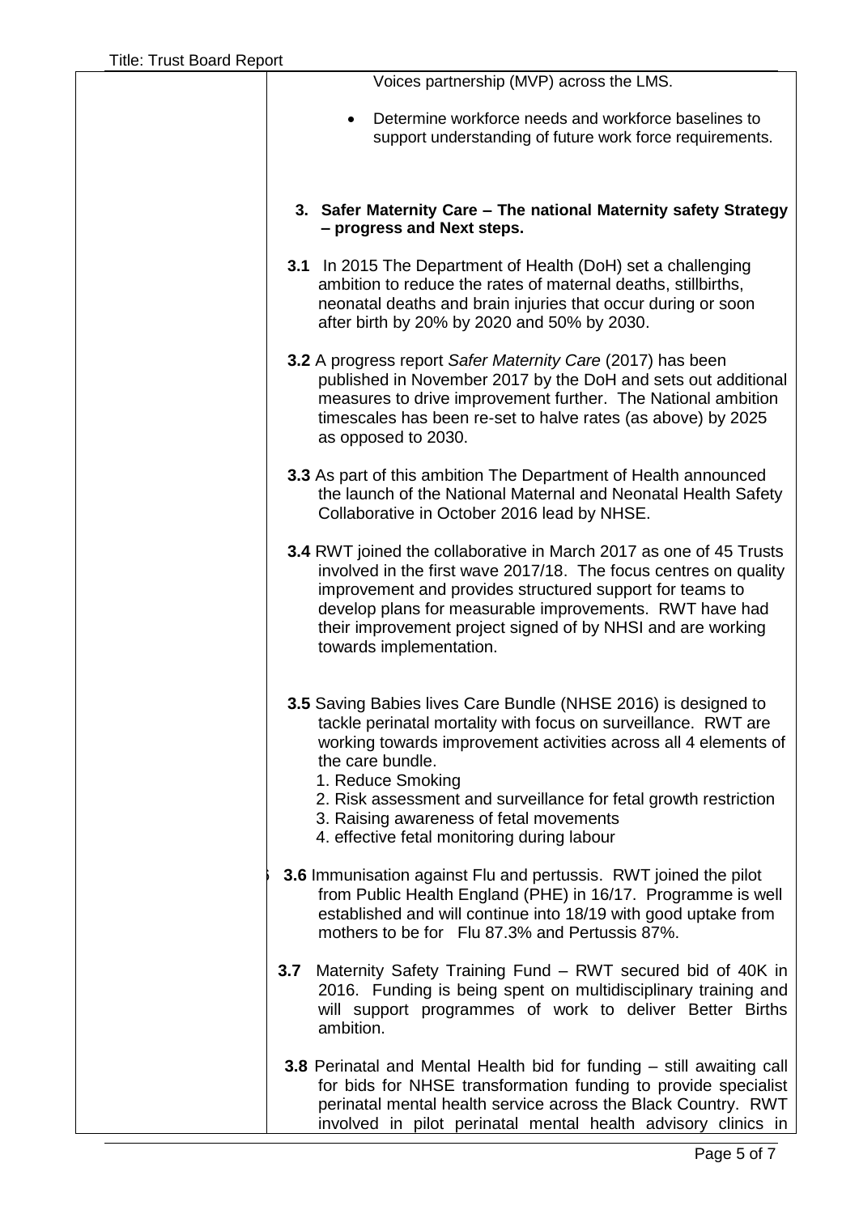Voices partnership (MVP) across the LMS.

- Determine workforce needs and workforce baselines to support understanding of future work force requirements.

**3. Safer Maternity Care – The national Maternity safety Strategy – progress and Next steps.**

**3.1** In 2015 The Department of Health (DoH) set a challenging ambition to reduce the rates of maternal deaths, stillbirths, neonatal deaths and brain injuries that occur during or soon after birth by 20% by 2020 and 50% by 2030.

**3.2** A progress report *Safer Maternity Care* (2017) has been published in November 2017 by the DoH and sets out additional measures to drive improvement further. The National ambition timescales has been re-set to halve rates (as above) by 2025 as opposed to 2030.

**3.3** As part of this ambition The Department of Health announced the launch of the National Maternal and Neonatal Health Safety Collaborative in October 2016 lead by NHSE.

**3.4** RWT joined the collaborative in March 2017 as one of 45 Trusts involved in the first wave 2017/18. The focus centres on quality improvement and provides structured support for teams to develop plans for measurable improvements. RWT have had their improvement project signed of by NHSI and are working towards implementation.

**3.5** Saving Babies lives Care Bundle (NHSE 2016) is designed to tackle perinatal mortality with focus on surveillance. RWT are working towards improvement activities across all 4 elements of the care bundle.

1. Reduce Smoking
2. Risk assessment and surveillance for fetal growth restriction
3. Raising awareness of fetal movements
4. effective fetal monitoring during labour

**3.6** Immunisation against Flu and pertussis. RWT joined the pilot from Public Health England (PHE) in 16/17. Programme is well established and will continue into 18/19 with good uptake from mothers to be for Flu 87.3% and Pertussis 87%.

**3.7** Maternity Safety Training Fund – RWT secured bid of 40K in 2016. Funding is being spent on multidisciplinary training and will support programmes of work to deliver Better Births ambition.

**3.8** Perinatal and Mental Health bid for funding – still awaiting call for bids for NHSE transformation funding to provide specialist perinatal mental health service across the Black Country. RWT involved in pilot perinatal mental health advisory clinics in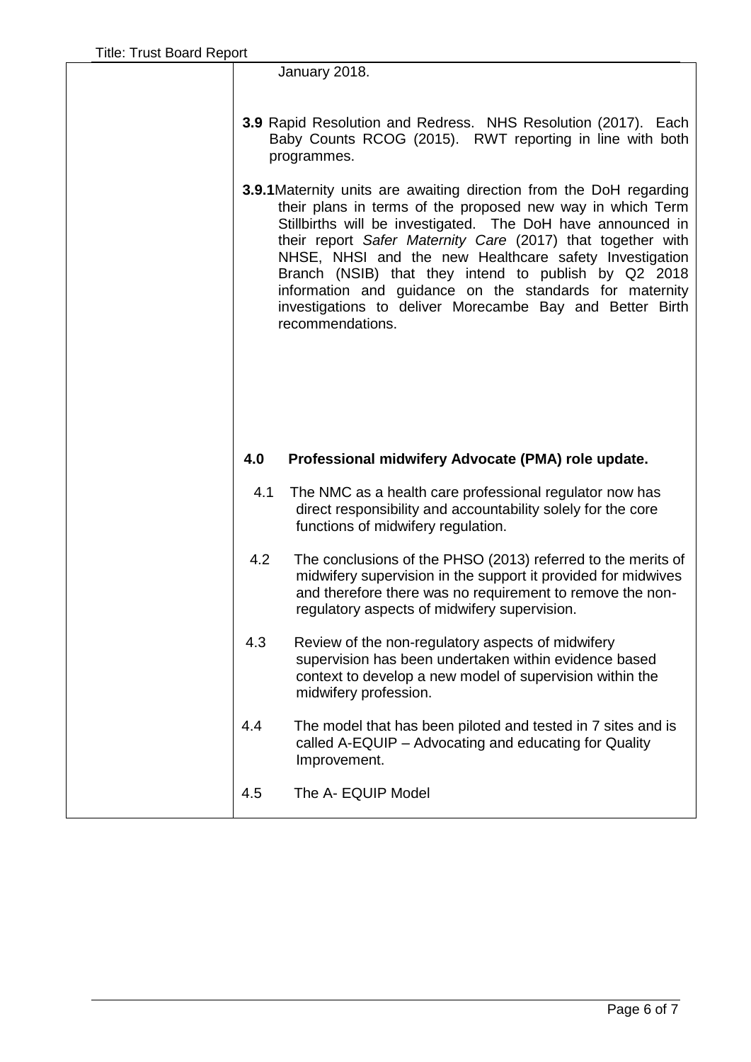January 2018.

**3.9** Rapid Resolution and Redress. NHS Resolution (2017). Each Baby Counts RCOG (2015). RWT reporting in line with both programmes.

**3.9.1** Maternity units are awaiting direction from the DoH regarding their plans in terms of the proposed new way in which Term Stillbirths will be investigated. The DoH have announced in their report *Safer Maternity Care* (2017) that together with NHSE, NHSI and the new Healthcare safety Investigation Branch (NSIB) that they intend to publish by Q2 2018 information and guidance on the standards for maternity investigations to deliver Morecambe Bay and Better Birth recommendations.

**4.0 Professional midwifery Advocate (PMA) role update.**

4.1 The NMC as a health care professional regulator now has direct responsibility and accountability solely for the core functions of midwifery regulation.

4.2 The conclusions of the PHSO (2013) referred to the merits of midwifery supervision in the support it provided for midwives and therefore there was no requirement to remove the non-regulatory aspects of midwifery supervision.

4.3 Review of the non-regulatory aspects of midwifery supervision has been undertaken within evidence based context to develop a new model of supervision within the midwifery profession.

4.4 The model that has been piloted and tested in 7 sites and is called A-EQUIP – Advocating and educating for Quality Improvement.

4.5 The A- EQUIP Model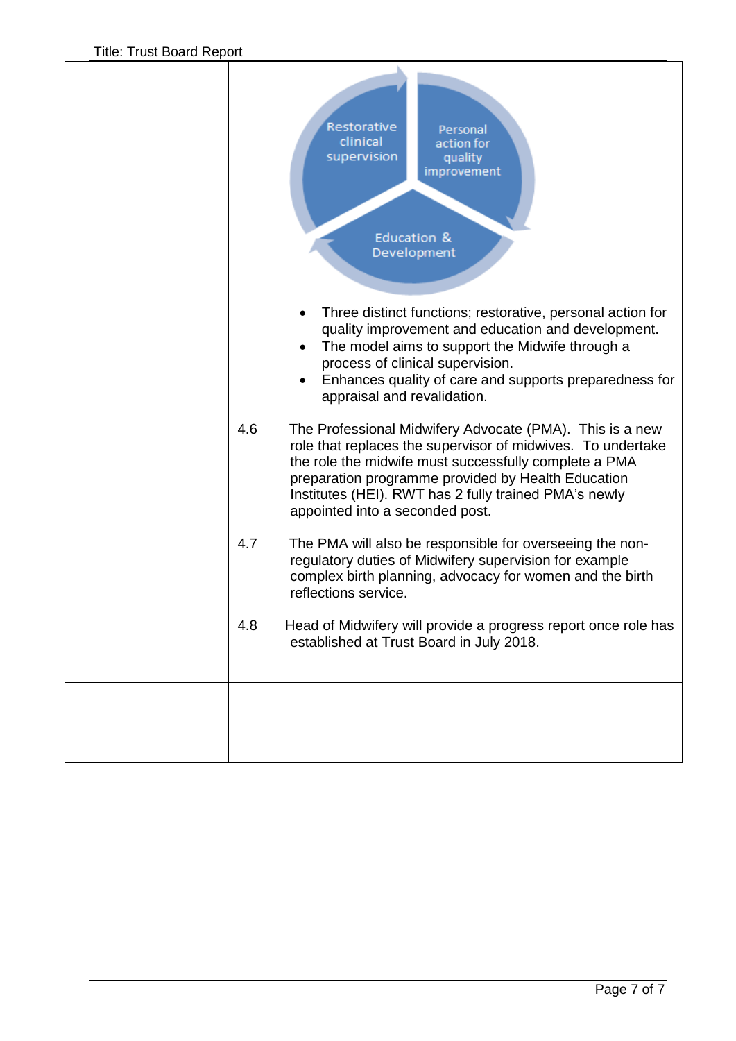Restorative clinical supervision

Personal action for quality improvement

Education & Development

- Three distinct functions; restorative, personal action for quality improvement and education and development.
- The model aims to support the Midwife through a process of clinical supervision.
- Enhances quality of care and supports preparedness for appraisal and revalidation.

4.6 The Professional Midwifery Advocate (PMA). This is a new role that replaces the supervisor of midwives. To undertake the role the midwife must successfully complete a PMA preparation programme provided by Health Education Institutes (HEI). RWT has 2 fully trained PMA's newly appointed into a seconded post.

4.7 The PMA will also be responsible for overseeing the non-regulatory duties of Midwifery supervision for example complex birth planning, advocacy for women and the birth reflections service.

4.8 Head of Midwifery will provide a progress report once role has established at Trust Board in July 2018.